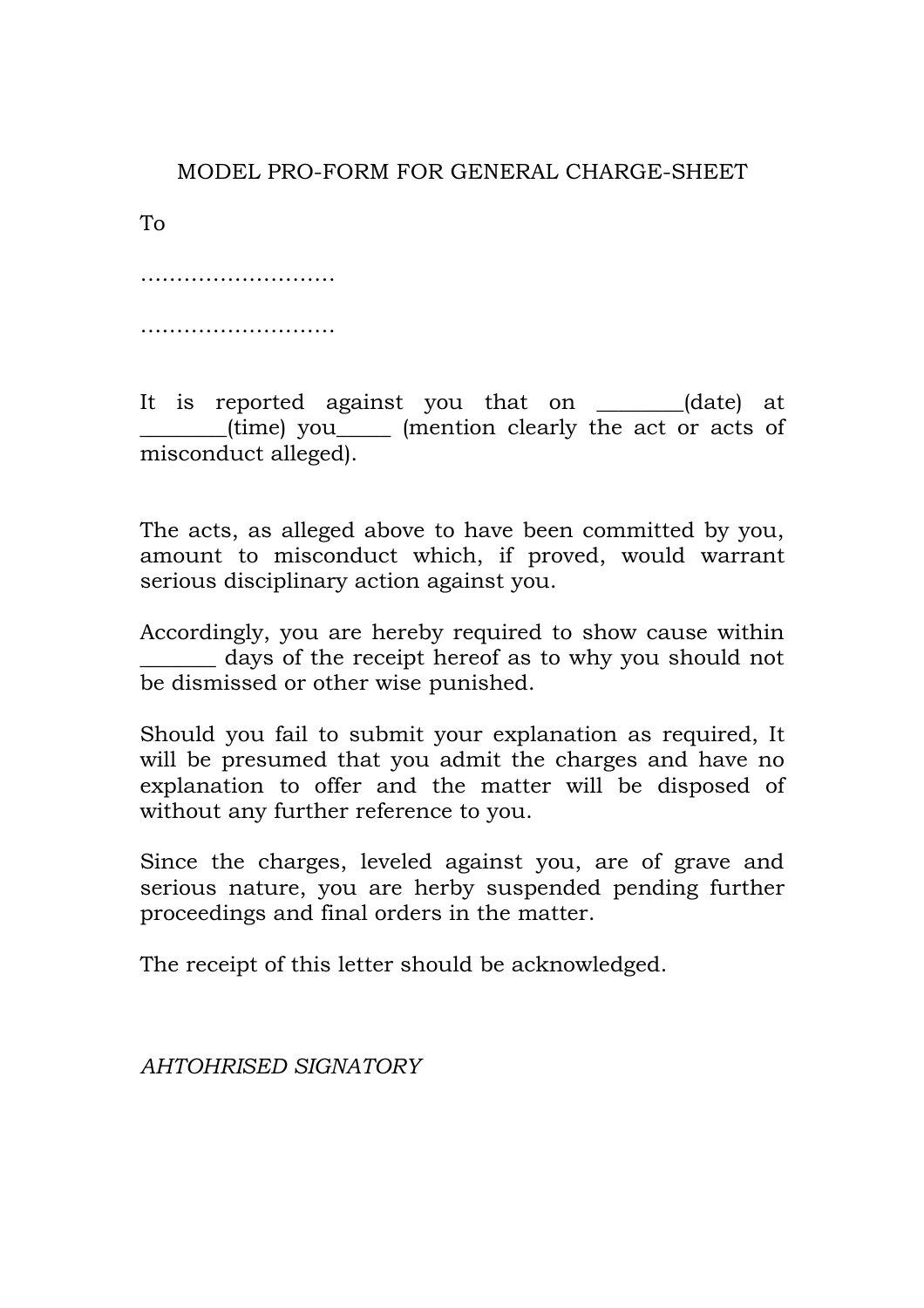# MODEL PRO-FORM FOR GENERAL CHARGE-SHEET

To

………………………

………………………

It is reported against you that on ________(date) at ________(time) you_____ (mention clearly the act or acts of misconduct alleged).

The acts, as alleged above to have been committed by you, amount to misconduct which, if proved, would warrant serious disciplinary action against you.

Accordingly, you are hereby required to show cause within _______ days of the receipt hereof as to why you should not be dismissed or other wise punished.

Should you fail to submit your explanation as required, It will be presumed that you admit the charges and have no explanation to offer and the matter will be disposed of without any further reference to you.

Since the charges, leveled against you, are of grave and serious nature, you are herby suspended pending further proceedings and final orders in the matter.

The receipt of this letter should be acknowledged.

*AHTOHRISED SIGNATORY*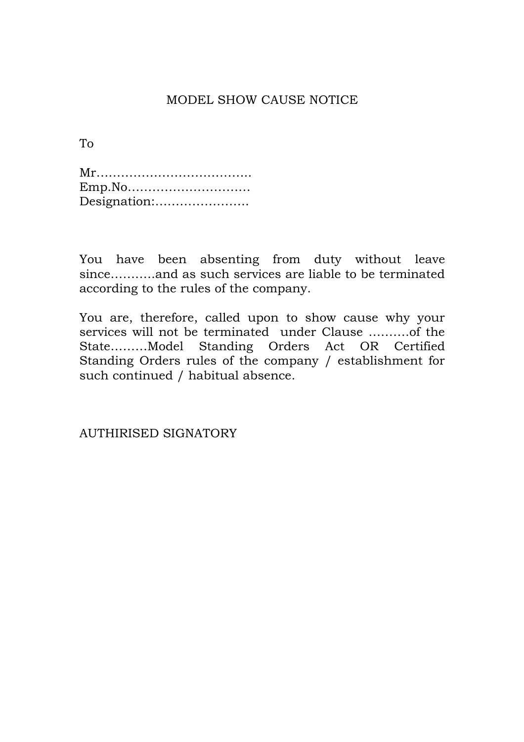# MODEL SHOW CAUSE NOTICE

To

Mr……………………………….
Emp.No…………………………
Designation:…………………..

You have been absenting from duty without leave since………..and as such services are liable to be terminated according to the rules of the company.

You are, therefore, called upon to show cause why your services will not be terminated under Clause ……….of the State………Model Standing Orders Act OR Certified Standing Orders rules of the company / establishment for such continued / habitual absence.

AUTHIRISED SIGNATORY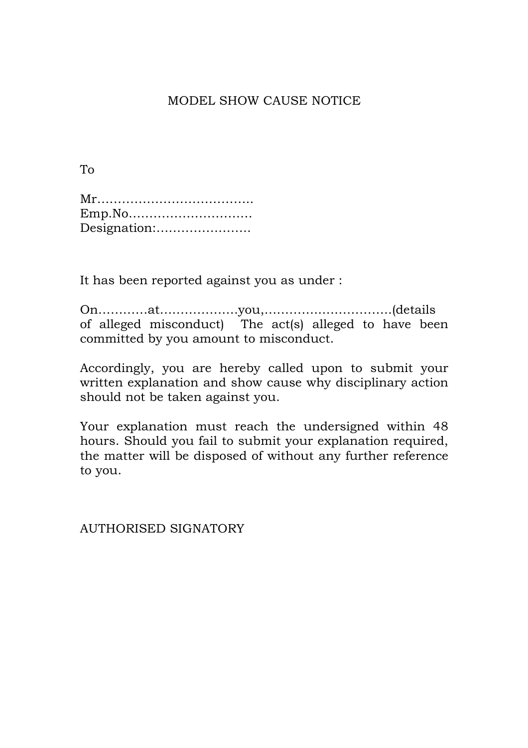# MODEL SHOW CAUSE NOTICE

To

Mr……………………………….  
Emp.No…………………………  
Designation:…………………..

It has been reported against you as under :

On…………at……………….you,………………………….(details of alleged misconduct) The act(s) alleged to have been committed by you amount to misconduct.

Accordingly, you are hereby called upon to submit your written explanation and show cause why disciplinary action should not be taken against you.

Your explanation must reach the undersigned within 48 hours. Should you fail to submit your explanation required, the matter will be disposed of without any further reference to you.

AUTHORISED SIGNATORY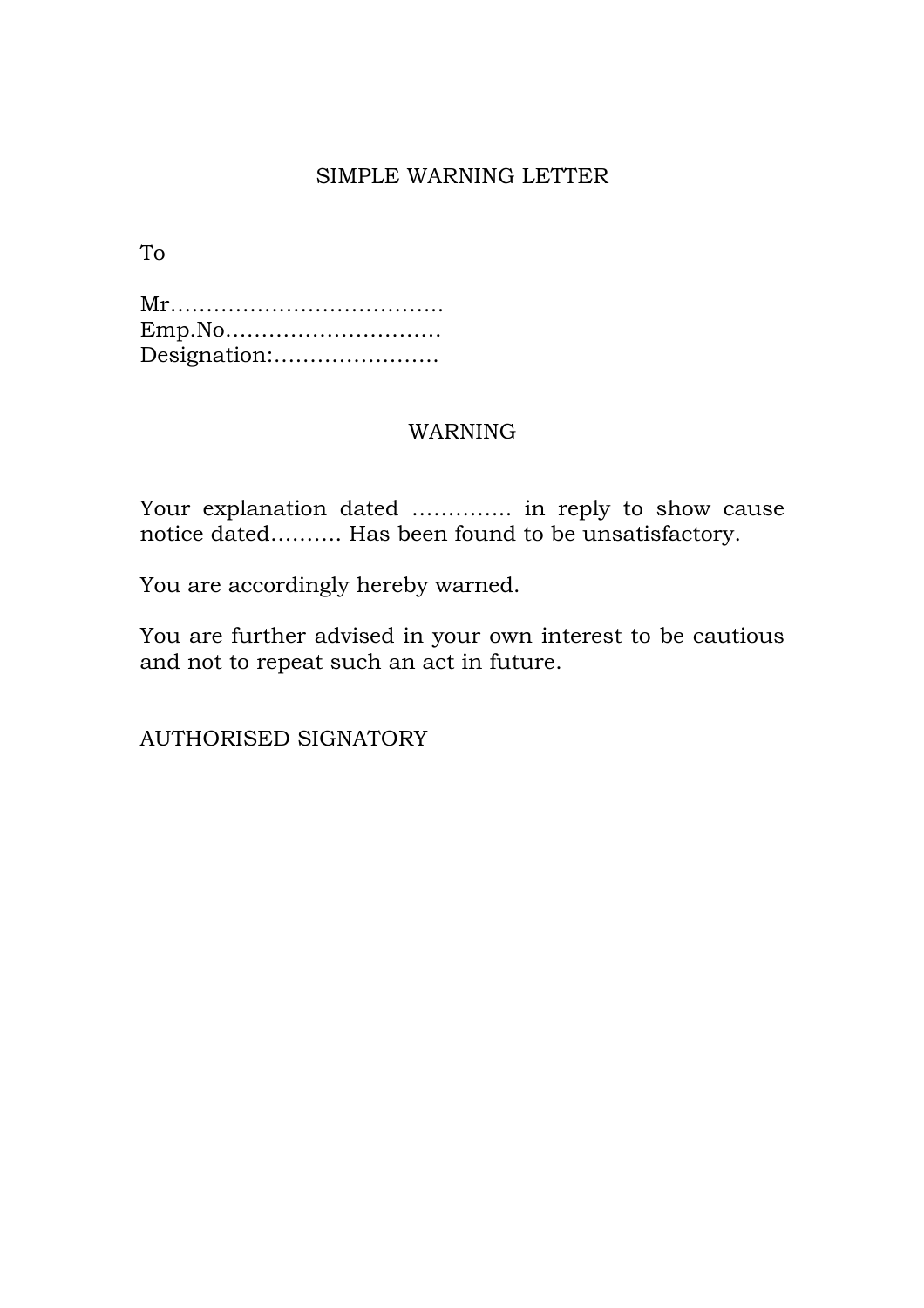# SIMPLE WARNING LETTER

To

Mr……………………………….
Emp.No…………………………
Designation:………………….

## WARNING

Your explanation dated ………….. in reply to show cause notice dated………. Has been found to be unsatisfactory.

You are accordingly hereby warned.

You are further advised in your own interest to be cautious and not to repeat such an act in future.

AUTHORISED SIGNATORY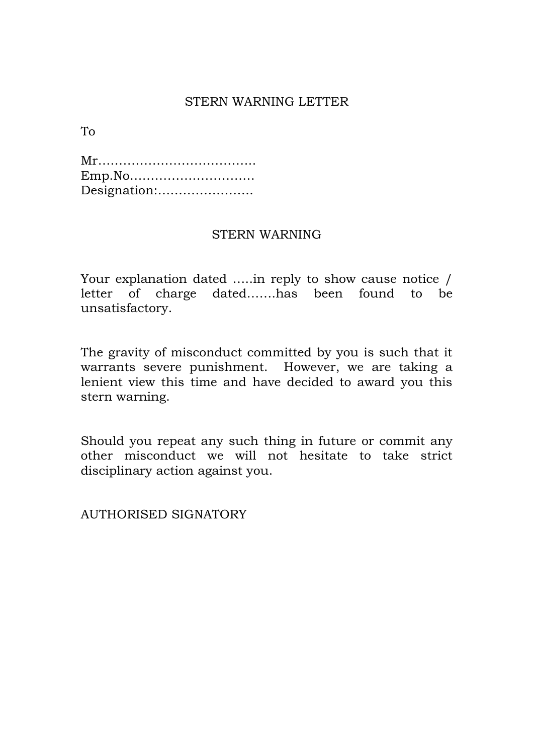# STERN WARNING LETTER

To

Mr………………………………  
Emp.No…………………………  
Designation:…………………

## STERN WARNING

Your explanation dated …..in reply to show cause notice / letter of charge dated…….has been found to be unsatisfactory.

The gravity of misconduct committed by you is such that it warrants severe punishment. However, we are taking a lenient view this time and have decided to award you this stern warning.

Should you repeat any such thing in future or commit any other misconduct we will not hesitate to take strict disciplinary action against you.

AUTHORISED SIGNATORY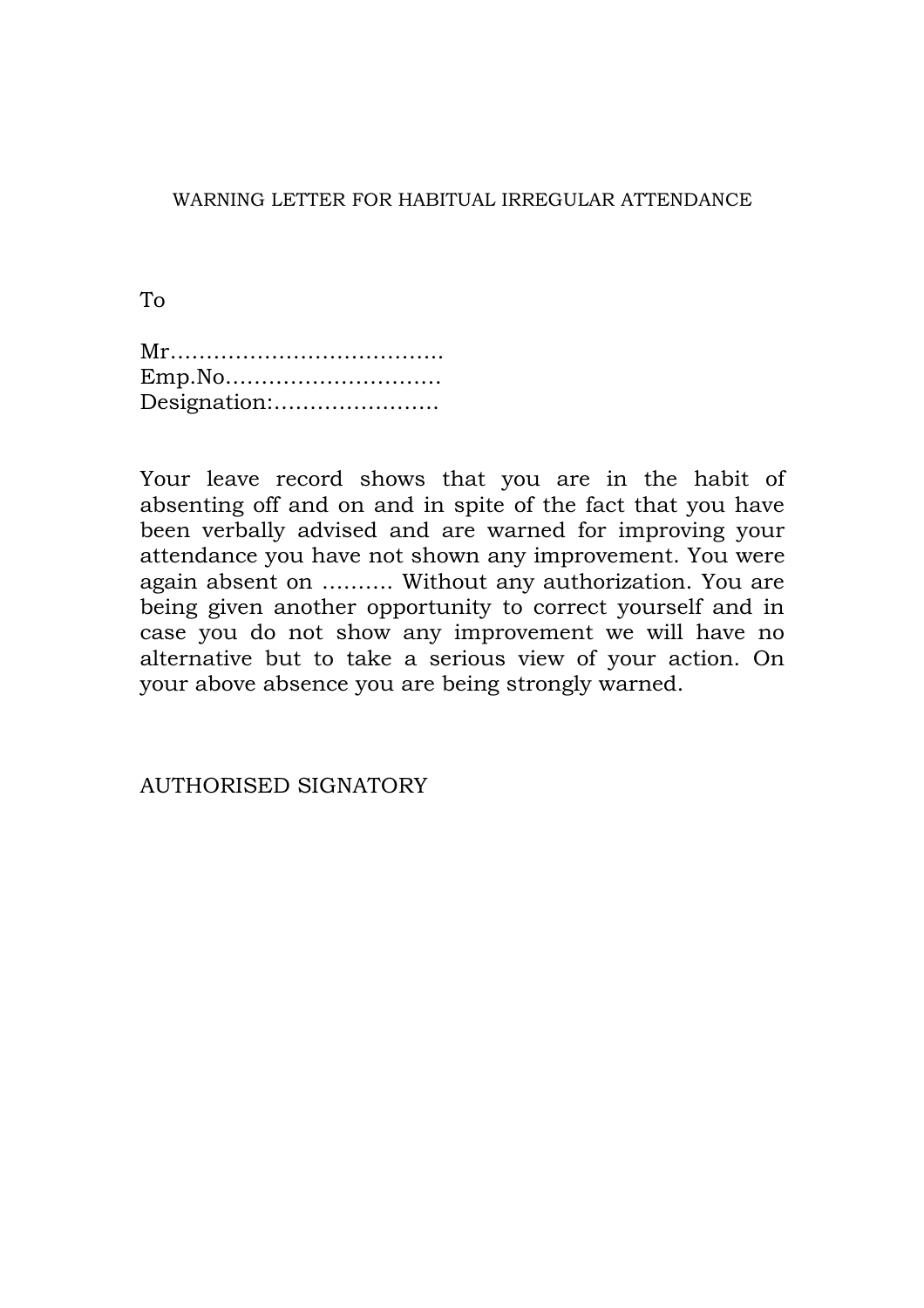WARNING LETTER FOR HABITUAL IRREGULAR ATTENDANCE

To

Mr……………………………….
Emp.No………………………..
Designation:…………………..

Your leave record shows that you are in the habit of absenting off and on and in spite of the fact that you have been verbally advised and are warned for improving your attendance you have not shown any improvement. You were again absent on ………. Without any authorization. You are being given another opportunity to correct yourself and in case you do not show any improvement we will have no alternative but to take a serious view of your action. On your above absence you are being strongly warned.

AUTHORISED SIGNATORY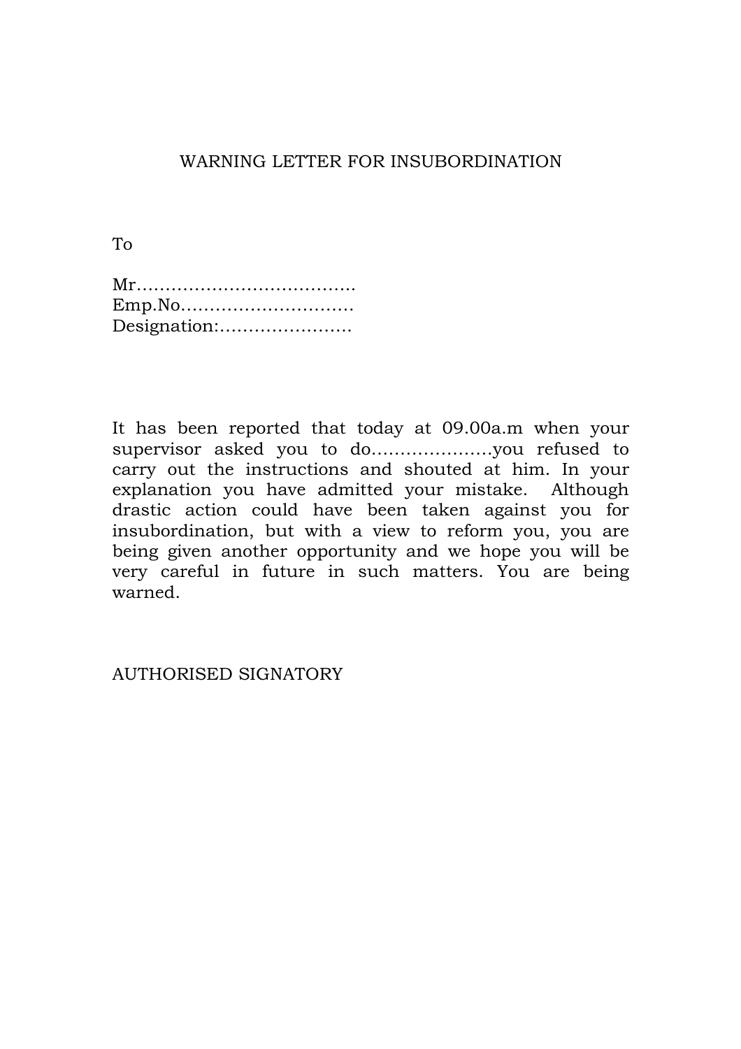# WARNING LETTER FOR INSUBORDINATION

To

Mr……………………………….
Emp.No………………………..
Designation:…………………..

It has been reported that today at 09.00a.m when your supervisor asked you to do…………………you refused to carry out the instructions and shouted at him. In your explanation you have admitted your mistake. Although drastic action could have been taken against you for insubordination, but with a view to reform you, you are being given another opportunity and we hope you will be very careful in future in such matters. You are being warned.

AUTHORISED SIGNATORY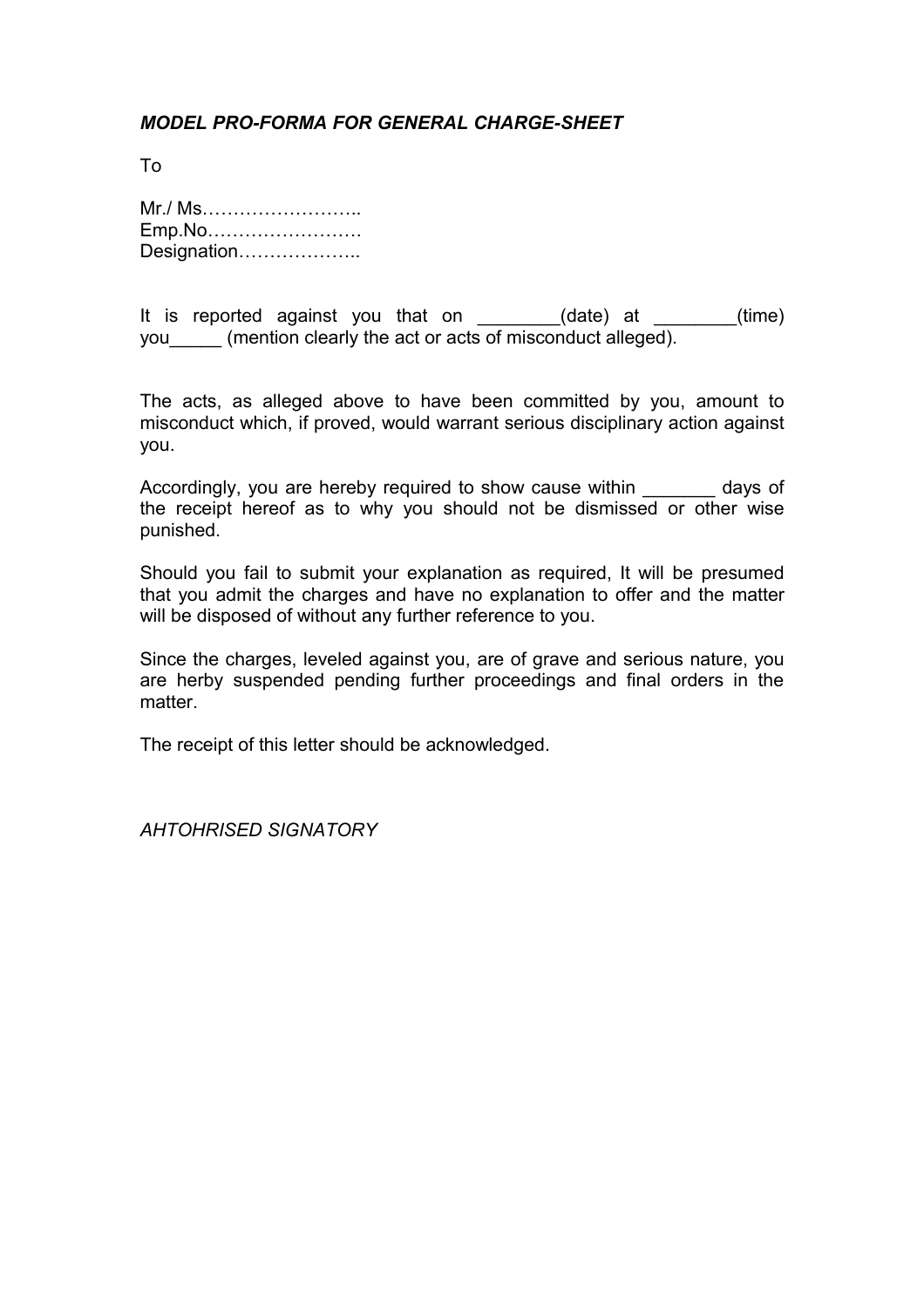***MODEL PRO-FORMA FOR GENERAL CHARGE-SHEET***

To

Mr./ Ms……………………..
Emp.No…………………….
Designation………………..

It is reported against you that on ________(date) at ________(time) you_____ (mention clearly the act or acts of misconduct alleged).

The acts, as alleged above to have been committed by you, amount to misconduct which, if proved, would warrant serious disciplinary action against you.

Accordingly, you are hereby required to show cause within _______ days of the receipt hereof as to why you should not be dismissed or other wise punished.

Should you fail to submit your explanation as required, It will be presumed that you admit the charges and have no explanation to offer and the matter will be disposed of without any further reference to you.

Since the charges, leveled against you, are of grave and serious nature, you are herby suspended pending further proceedings and final orders in the matter.

The receipt of this letter should be acknowledged.

*AHTOHRISED SIGNATORY*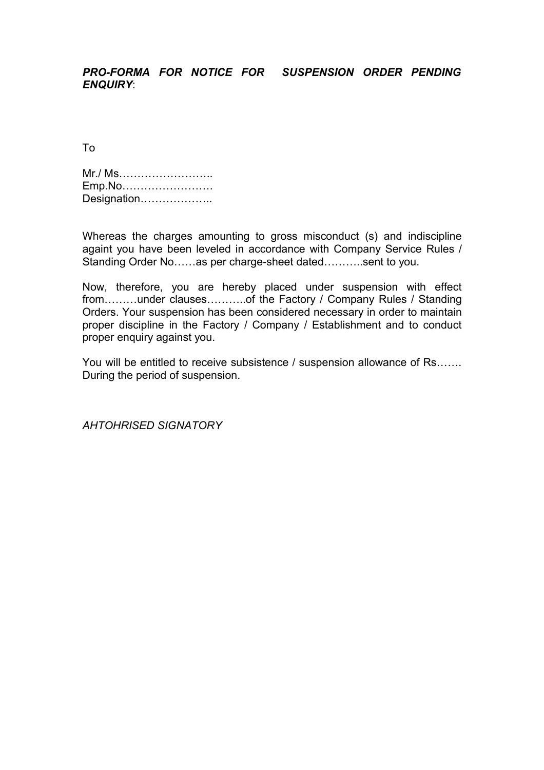***PRO-FORMA FOR NOTICE FOR SUSPENSION ORDER PENDING ENQUIRY***:

To

Mr./ Ms……………………..
Emp.No…………………….
Designation………………..

Whereas the charges amounting to gross misconduct (s) and indiscipline againt you have been leveled in accordance with Company Service Rules / Standing Order No……as per charge-sheet dated………..sent to you.

Now, therefore, you are hereby placed under suspension with effect from………under clauses………..of the Factory / Company Rules / Standing Orders. Your suspension has been considered necessary in order to maintain proper discipline in the Factory / Company / Establishment and to conduct proper enquiry against you.

You will be entitled to receive subsistence / suspension allowance of Rs……. During the period of suspension.

*AHTOHRISED SIGNATORY*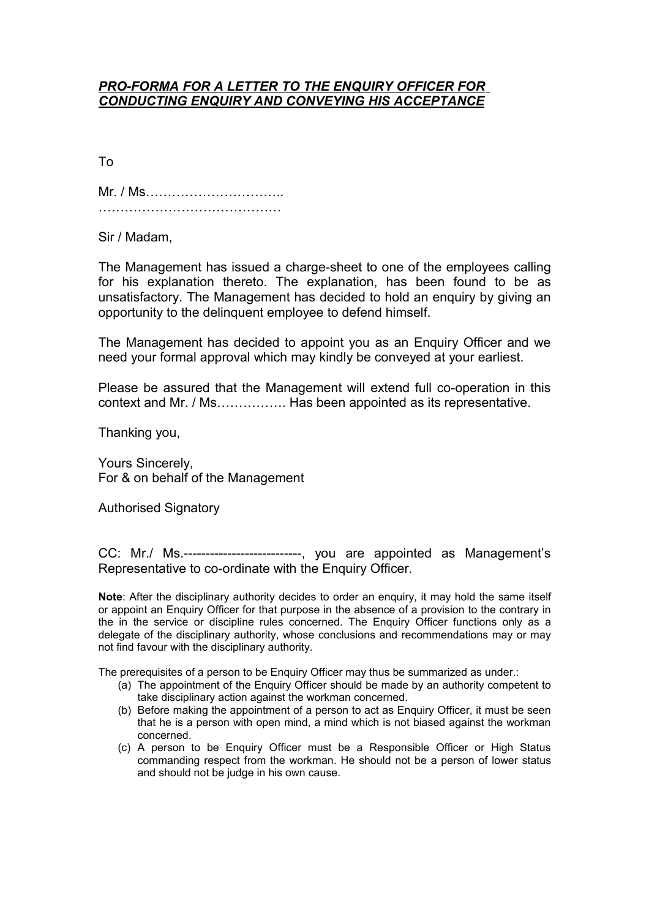***PRO-FORMA FOR A LETTER TO THE ENQUIRY OFFICER FOR CONDUCTING ENQUIRY AND CONVEYING HIS ACCEPTANCE***

To

Mr. / Ms…………………………..
……………………………………

Sir / Madam,

The Management has issued a charge-sheet to one of the employees calling for his explanation thereto. The explanation, has been found to be as unsatisfactory. The Management has decided to hold an enquiry by giving an opportunity to the delinquent employee to defend himself.

The Management has decided to appoint you as an Enquiry Officer and we need your formal approval which may kindly be conveyed at your earliest.

Please be assured that the Management will extend full co-operation in this context and Mr. / Ms……………. Has been appointed as its representative.

Thanking you,

Yours Sincerely,
For & on behalf of the Management

Authorised Signatory

CC: Mr./ Ms.--------------------------, you are appointed as Management's Representative to co-ordinate with the Enquiry Officer.

**Note**: After the disciplinary authority decides to order an enquiry, it may hold the same itself or appoint an Enquiry Officer for that purpose in the absence of a provision to the contrary in the in the service or discipline rules concerned. The Enquiry Officer functions only as a delegate of the disciplinary authority, whose conclusions and recommendations may or may not find favour with the disciplinary authority.

The prerequisites of a person to be Enquiry Officer may thus be summarized as under.:

(a) The appointment of the Enquiry Officer should be made by an authority competent to take disciplinary action against the workman concerned.
(b) Before making the appointment of a person to act as Enquiry Officer, it must be seen that he is a person with open mind, a mind which is not biased against the workman concerned.
(c) A person to be Enquiry Officer must be a Responsible Officer or High Status commanding respect from the workman. He should not be a person of lower status and should not be judge in his own cause.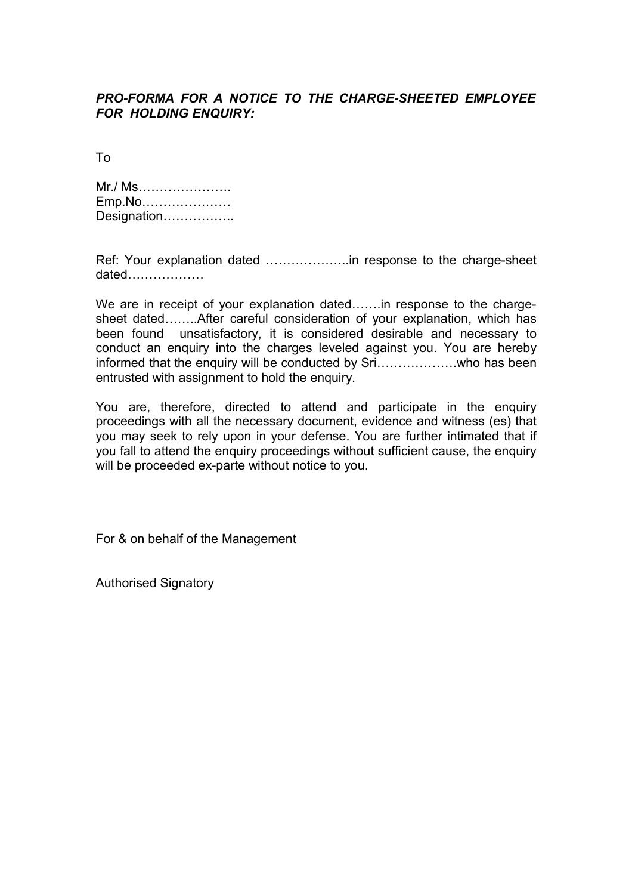***PRO-FORMA FOR A NOTICE TO THE CHARGE-SHEETED EMPLOYEE FOR HOLDING ENQUIRY:***

To

Mr./ Ms………………….
Emp.No…………………
Designation……………..

Ref: Your explanation dated ………………..in response to the charge-sheet dated………………

We are in receipt of your explanation dated…….in response to the charge-sheet dated……..After careful consideration of your explanation, which has been found unsatisfactory, it is considered desirable and necessary to conduct an enquiry into the charges leveled against you. You are hereby informed that the enquiry will be conducted by Sri……………….who has been entrusted with assignment to hold the enquiry.

You are, therefore, directed to attend and participate in the enquiry proceedings with all the necessary document, evidence and witness (es) that you may seek to rely upon in your defense. You are further intimated that if you fall to attend the enquiry proceedings without sufficient cause, the enquiry will be proceeded ex-parte without notice to you.

For & on behalf of the Management

Authorised Signatory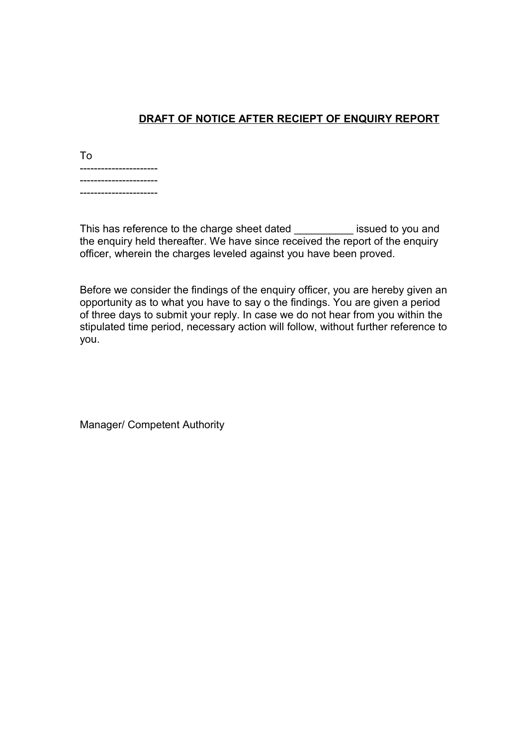**DRAFT OF NOTICE AFTER RECIEPT OF ENQUIRY REPORT**

To
----------------------
----------------------
----------------------

This has reference to the charge sheet dated __________ issued to you and the enquiry held thereafter. We have since received the report of the enquiry officer, wherein the charges leveled against you have been proved.

Before we consider the findings of the enquiry officer, you are hereby given an opportunity as to what you have to say o the findings. You are given a period of three days to submit your reply. In case we do not hear from you within the stipulated time period, necessary action will follow, without further reference to you.

Manager/ Competent Authority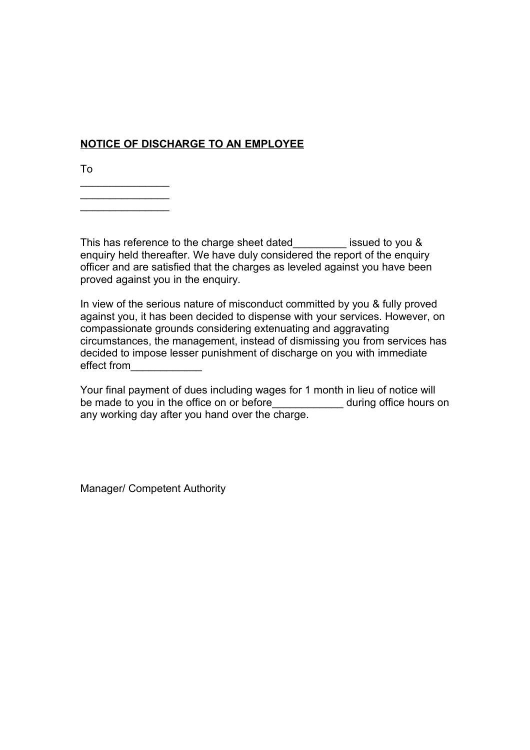**NOTICE OF DISCHARGE TO AN EMPLOYEE**

To

_______________
_______________
_______________

This has reference to the charge sheet dated_________ issued to you & enquiry held thereafter. We have duly considered the report of the enquiry officer and are satisfied that the charges as leveled against you have been proved against you in the enquiry.

In view of the serious nature of misconduct committed by you & fully proved against you, it has been decided to dispense with your services. However, on compassionate grounds considering extenuating and aggravating circumstances, the management, instead of dismissing you from services has decided to impose lesser punishment of discharge on you with immediate effect from____________

Your final payment of dues including wages for 1 month in lieu of notice will be made to you in the office on or before____________ during office hours on any working day after you hand over the charge.

Manager/ Competent Authority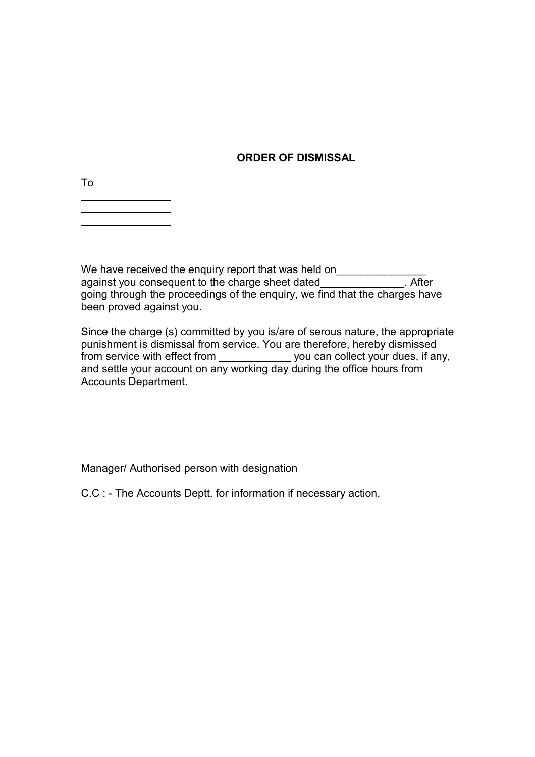## **ORDER OF DISMISSAL**

To

_______________
_______________
_______________

We have received the enquiry report that was held on_______________ against you consequent to the charge sheet dated______________. After going through the proceedings of the enquiry, we find that the charges have been proved against you.

Since the charge (s) committed by you is/are of serous nature, the appropriate punishment is dismissal from service. You are therefore, hereby dismissed from service with effect from ____________ you can collect your dues, if any, and settle your account on any working day during the office hours from Accounts Department.

Manager/ Authorised person with designation

C.C : - The Accounts Deptt. for information if necessary action.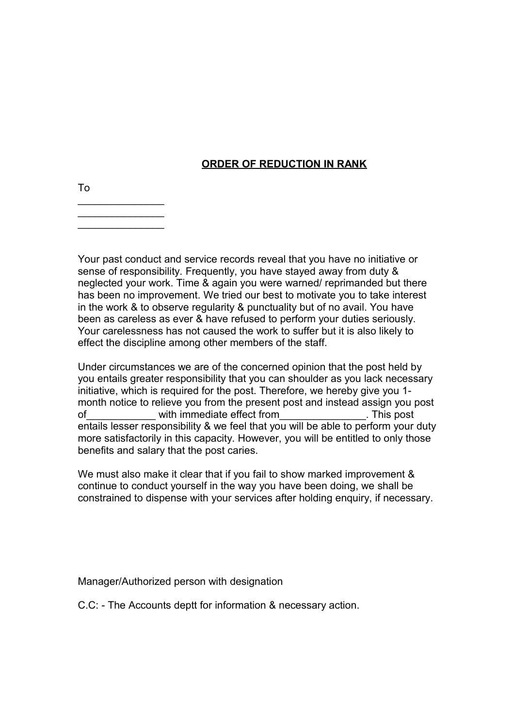**ORDER OF REDUCTION IN RANK**

To

_______________
_______________
_______________

Your past conduct and service records reveal that you have no initiative or sense of responsibility. Frequently, you have stayed away from duty & neglected your work. Time & again you were warned/ reprimanded but there has been no improvement. We tried our best to motivate you to take interest in the work & to observe regularity & punctuality but of no avail. You have been as careless as ever & have refused to perform your duties seriously. Your carelessness has not caused the work to suffer but it is also likely to effect the discipline among other members of the staff.

Under circumstances we are of the concerned opinion that the post held by you entails greater responsibility that you can shoulder as you lack necessary initiative, which is required for the post. Therefore, we hereby give you 1-month notice to relieve you from the present post and instead assign you post of____________ with immediate effect from_______________. This post entails lesser responsibility & we feel that you will be able to perform your duty more satisfactorily in this capacity. However, you will be entitled to only those benefits and salary that the post caries.

We must also make it clear that if you fail to show marked improvement & continue to conduct yourself in the way you have been doing, we shall be constrained to dispense with your services after holding enquiry, if necessary.

Manager/Authorized person with designation

C.C: - The Accounts deptt for information & necessary action.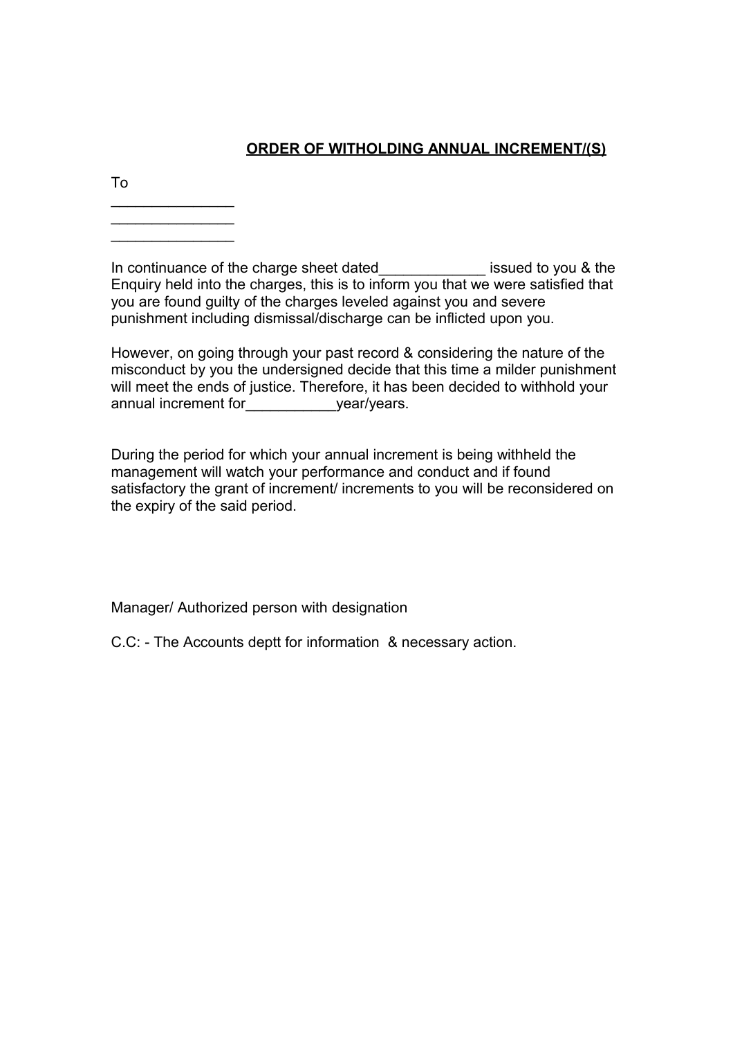**ORDER OF WITHOLDING ANNUAL INCREMENT/(S)**

To

_______________
_______________
_______________

In continuance of the charge sheet dated_____________ issued to you & the Enquiry held into the charges, this is to inform you that we were satisfied that you are found guilty of the charges leveled against you and severe punishment including dismissal/discharge can be inflicted upon you.

However, on going through your past record & considering the nature of the misconduct by you the undersigned decide that this time a milder punishment will meet the ends of justice. Therefore, it has been decided to withhold your annual increment for___________year/years.

During the period for which your annual increment is being withheld the management will watch your performance and conduct and if found satisfactory the grant of increment/ increments to you will be reconsidered on the expiry of the said period.

Manager/ Authorized person with designation

C.C: - The Accounts deptt for information & necessary action.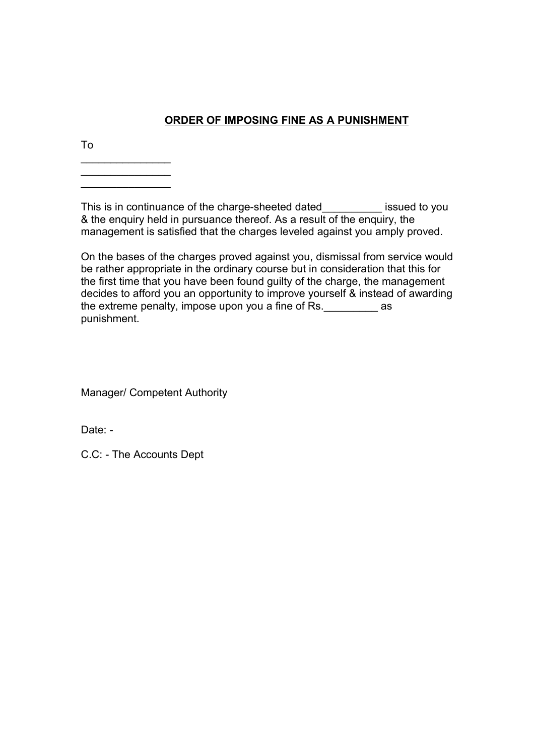**ORDER OF IMPOSING FINE AS A PUNISHMENT**

To

_______________
_______________
_______________

This is in continuance of the charge-sheeted dated__________ issued to you & the enquiry held in pursuance thereof. As a result of the enquiry, the management is satisfied that the charges leveled against you amply proved.

On the bases of the charges proved against you, dismissal from service would be rather appropriate in the ordinary course but in consideration that this for the first time that you have been found guilty of the charge, the management decides to afford you an opportunity to improve yourself & instead of awarding the extreme penalty, impose upon you a fine of Rs._________ as punishment.

Manager/ Competent Authority

Date: -

C.C: - The Accounts Dept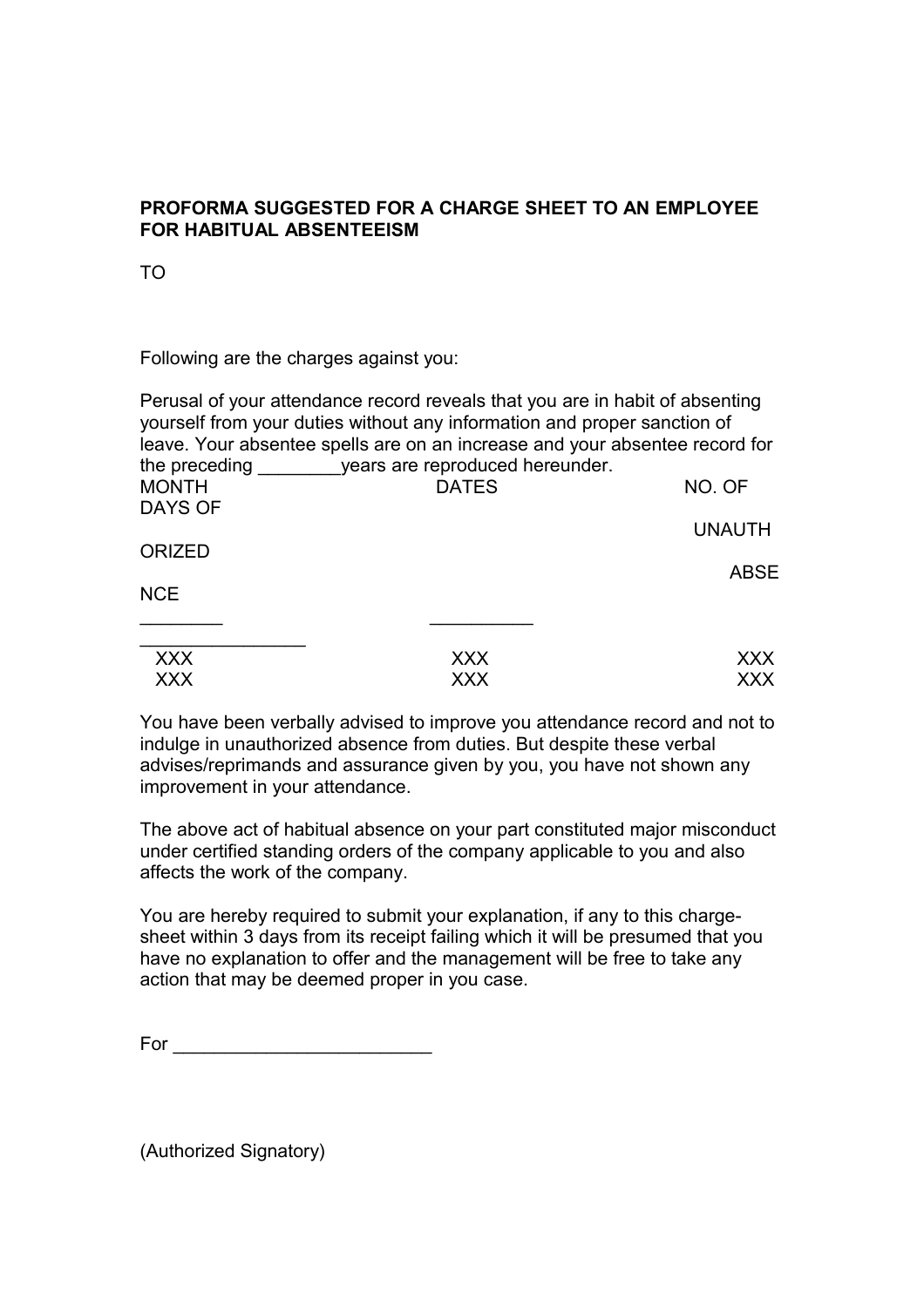**PROFORMA SUGGESTED FOR A CHARGE SHEET TO AN EMPLOYEE FOR HABITUAL ABSENTEEISM**

TO

Following are the charges against you:

Perusal of your attendance record reveals that you are in habit of absenting yourself from your duties without any information and proper sanction of leave. Your absentee spells are on an increase and your absentee record for the preceding ________years are reproduced hereunder.

| MONTH | DATES | NO. OF DAYS OF UNAUTHORIZED ABSENCE |
|---|---|---|
| XXX | XXX | XXX |
| XXX | XXX | XXX |

You have been verbally advised to improve you attendance record and not to indulge in unauthorized absence from duties. But despite these verbal advises/reprimands and assurance given by you, you have not shown any improvement in your attendance.

The above act of habitual absence on your part constituted major misconduct under certified standing orders of the company applicable to you and also affects the work of the company.

You are hereby required to submit your explanation, if any to this charge-sheet within 3 days from its receipt failing which it will be presumed that you have no explanation to offer and the management will be free to take any action that may be deemed proper in you case.

For ________________________

(Authorized Signatory)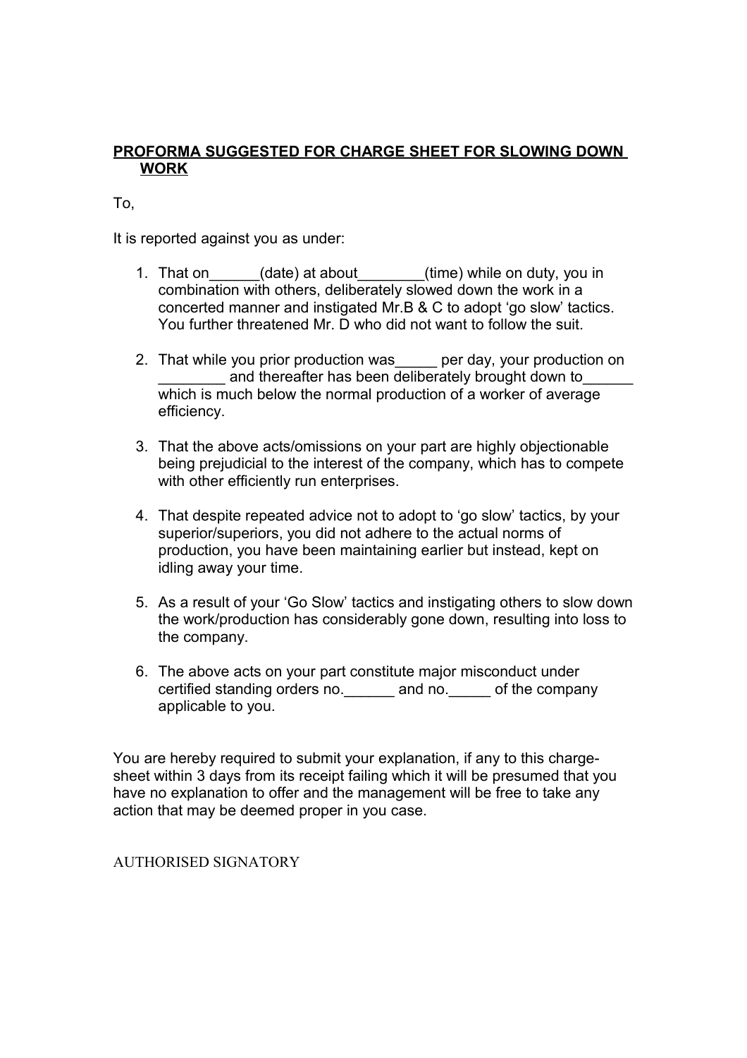**PROFORMA SUGGESTED FOR CHARGE SHEET FOR SLOWING DOWN WORK**

To,

It is reported against you as under:

1. That on______(date) at about________(time) while on duty, you in combination with others, deliberately slowed down the work in a concerted manner and instigated Mr.B & C to adopt 'go slow' tactics. You further threatened Mr. D who did not want to follow the suit.

2. That while you prior production was_____ per day, your production on ________ and thereafter has been deliberately brought down to______ which is much below the normal production of a worker of average efficiency.

3. That the above acts/omissions on your part are highly objectionable being prejudicial to the interest of the company, which has to compete with other efficiently run enterprises.

4. That despite repeated advice not to adopt to 'go slow' tactics, by your superior/superiors, you did not adhere to the actual norms of production, you have been maintaining earlier but instead, kept on idling away your time.

5. As a result of your 'Go Slow' tactics and instigating others to slow down the work/production has considerably gone down, resulting into loss to the company.

6. The above acts on your part constitute major misconduct under certified standing orders no.______ and no._____ of the company applicable to you.

You are hereby required to submit your explanation, if any to this charge-sheet within 3 days from its receipt failing which it will be presumed that you have no explanation to offer and the management will be free to take any action that may be deemed proper in you case.

AUTHORISED SIGNATORY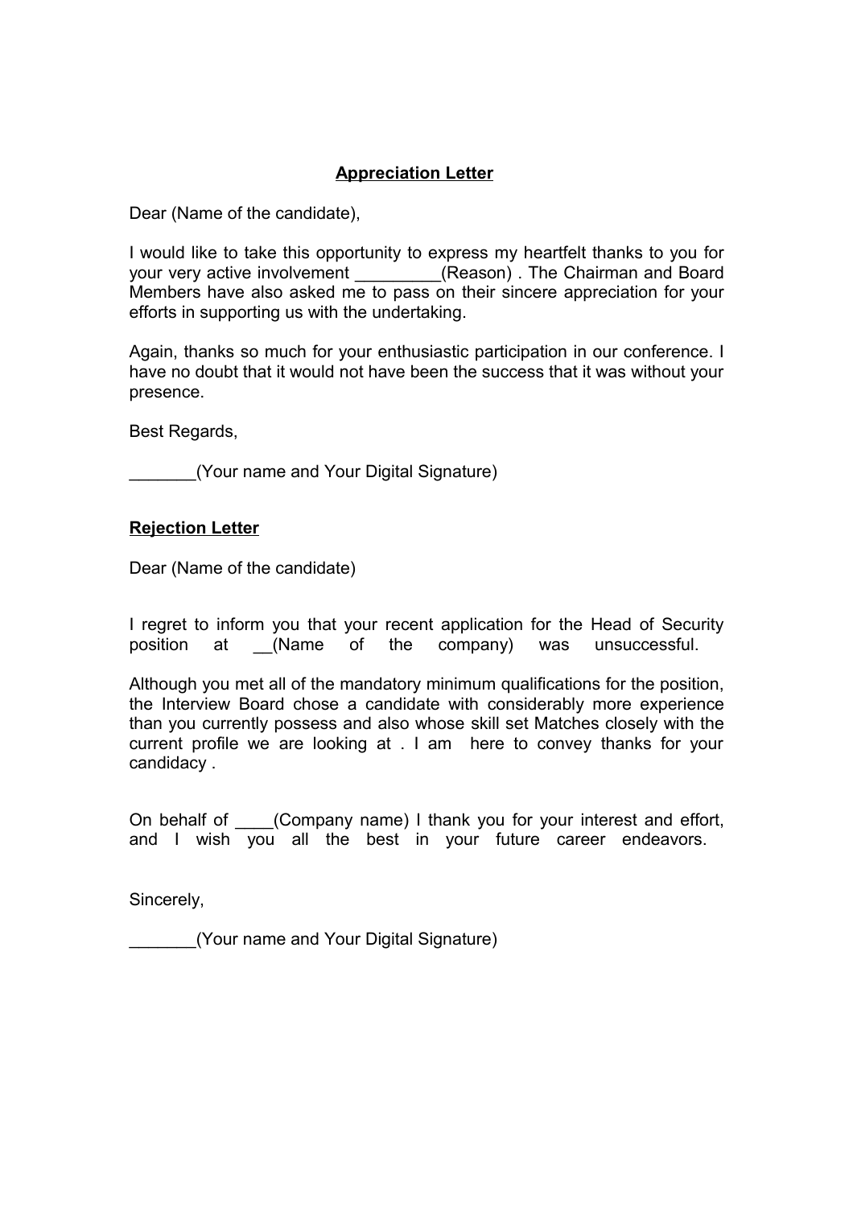**Appreciation Letter**

Dear (Name of the candidate),

I would like to take this opportunity to express my heartfelt thanks to you for your very active involvement _________(Reason) . The Chairman and Board Members have also asked me to pass on their sincere appreciation for your efforts in supporting us with the undertaking.

Again, thanks so much for your enthusiastic participation in our conference. I have no doubt that it would not have been the success that it was without your presence.

Best Regards,

_______(Your name and Your Digital Signature)

**Rejection Letter**

Dear (Name of the candidate)

I regret to inform you that your recent application for the Head of Security position at __(Name of the company) was unsuccessful.

Although you met all of the mandatory minimum qualifications for the position, the Interview Board chose a candidate with considerably more experience than you currently possess and also whose skill set Matches closely with the current profile we are looking at . I am here to convey thanks for your candidacy .

On behalf of ____(Company name) I thank you for your interest and effort, and I wish you all the best in your future career endeavors.

Sincerely,

_______(Your name and Your Digital Signature)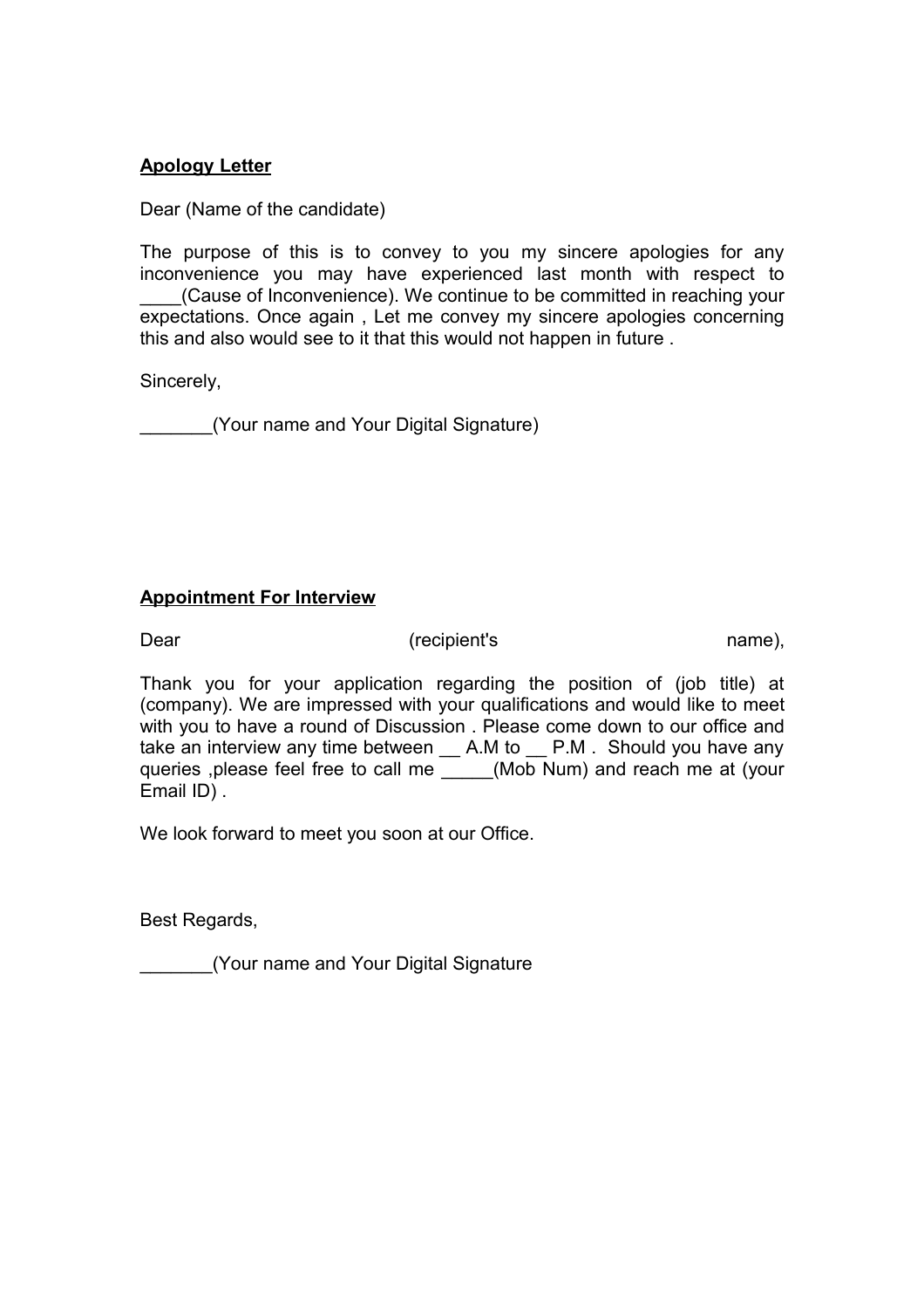**Apology Letter**

Dear (Name of the candidate)

The purpose of this is to convey to you my sincere apologies for any inconvenience you may have experienced last month with respect to ____(Cause of Inconvenience). We continue to be committed in reaching your expectations. Once again , Let me convey my sincere apologies concerning this and also would see to it that this would not happen in future .

Sincerely,

_______(Your name and Your Digital Signature)

**Appointment For Interview**

Dear (recipient's name),

Thank you for your application regarding the position of (job title) at (company). We are impressed with your qualifications and would like to meet with you to have a round of Discussion . Please come down to our office and take an interview any time between __ A.M to __ P.M . Should you have any queries ,please feel free to call me _____(Mob Num) and reach me at (your Email ID) .

We look forward to meet you soon at our Office.

Best Regards,

_______(Your name and Your Digital Signature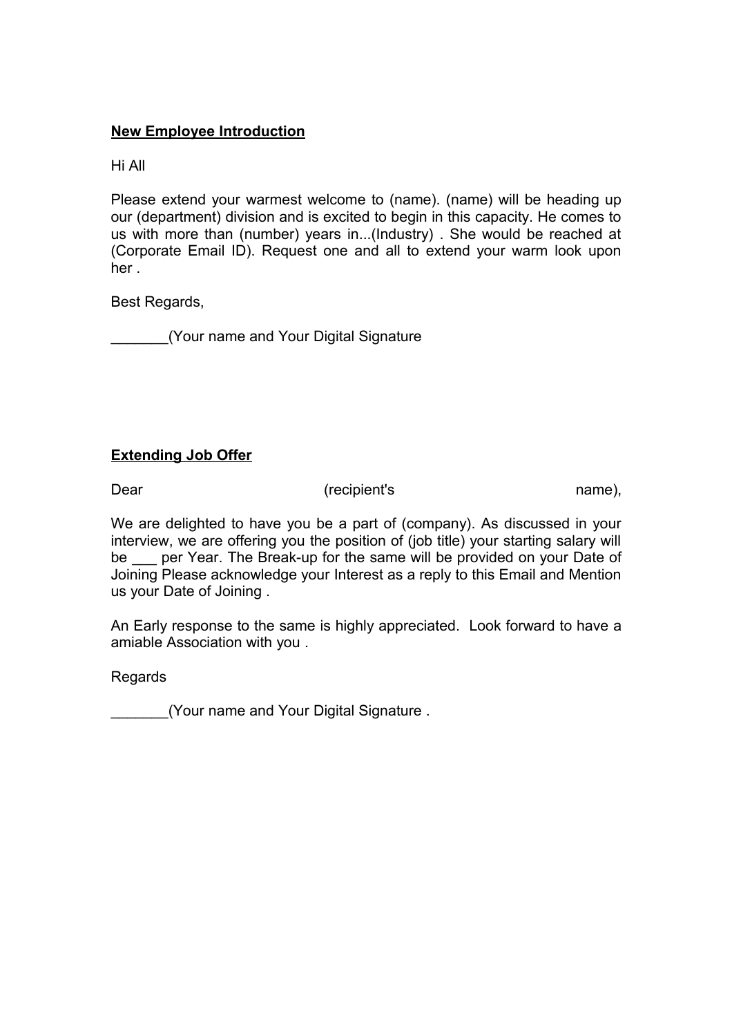**New Employee Introduction**

Hi All

Please extend your warmest welcome to (name). (name) will be heading up our (department) division and is excited to begin in this capacity. He comes to us with more than (number) years in...(Industry) . She would be reached at (Corporate Email ID). Request one and all to extend your warm look upon her .

Best Regards,

_______(Your name and Your Digital Signature

**Extending Job Offer**

Dear (recipient's name),

We are delighted to have you be a part of (company). As discussed in your interview, we are offering you the position of (job title) your starting salary will be ___ per Year. The Break-up for the same will be provided on your Date of Joining Please acknowledge your Interest as a reply to this Email and Mention us your Date of Joining .

An Early response to the same is highly appreciated. Look forward to have a amiable Association with you .

Regards

_______(Your name and Your Digital Signature .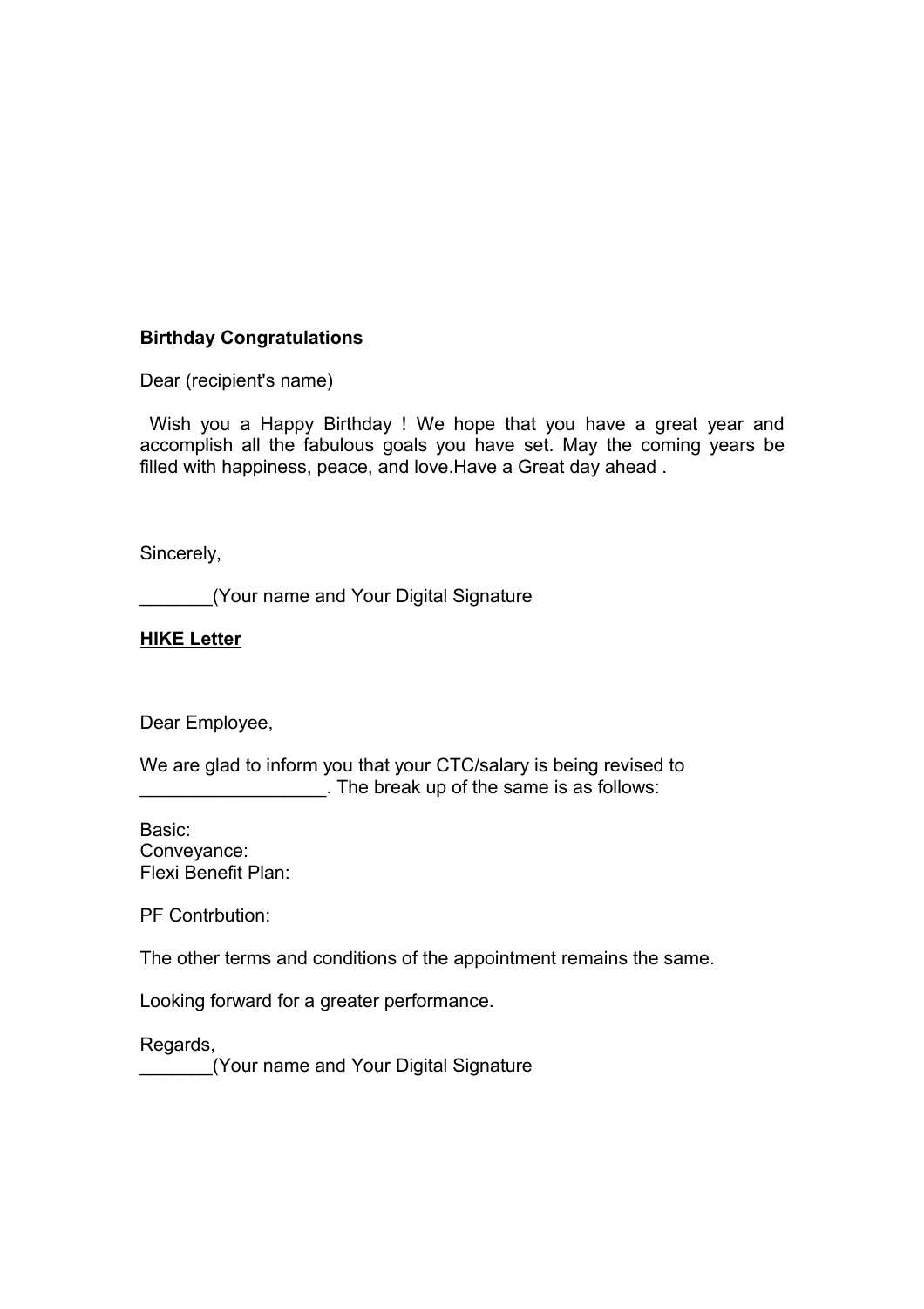**Birthday Congratulations**

Dear (recipient's name)

Wish you a Happy Birthday ! We hope that you have a great year and accomplish all the fabulous goals you have set. May the coming years be filled with happiness, peace, and love.Have a Great day ahead .

Sincerely,

_______(Your name and Your Digital Signature

**HIKE Letter**

Dear Employee,

We are glad to inform you that your CTC/salary is being revised to _________________. The break up of the same is as follows:

Basic:
Conveyance:
Flexi Benefit Plan:

PF Contrbution:

The other terms and conditions of the appointment remains the same.

Looking forward for a greater performance.

Regards,
_______(Your name and Your Digital Signature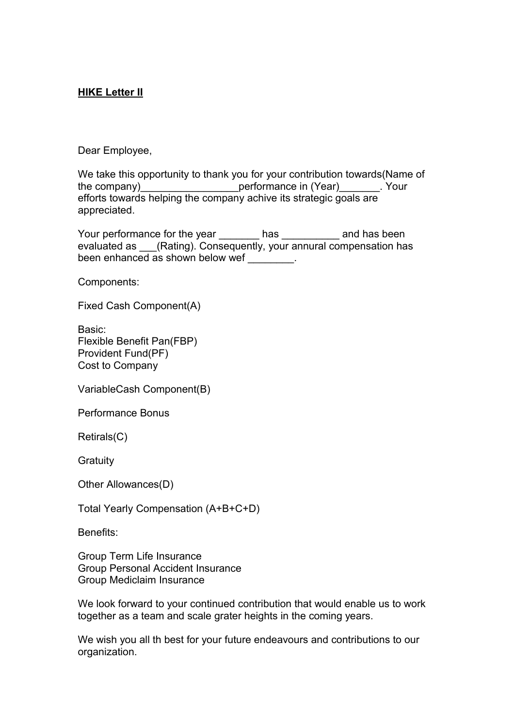**HIKE Letter II**

Dear Employee,

We take this opportunity to thank you for your contribution towards(Name of the company)_________________performance in (Year)_______. Your efforts towards helping the company achive its strategic goals are appreciated.

Your performance for the year _______ has __________ and has been evaluated as ___(Rating). Consequently, your annural compensation has been enhanced as shown below wef ________.

Components:

Fixed Cash Component(A)

Basic:
Flexible Benefit Pan(FBP)
Provident Fund(PF)
Cost to Company

VariableCash Component(B)

Performance Bonus

Retirals(C)

Gratuity

Other Allowances(D)

Total Yearly Compensation (A+B+C+D)

Benefits:

Group Term Life Insurance
Group Personal Accident Insurance
Group Mediclaim Insurance

We look forward to your continued contribution that would enable us to work together as a team and scale grater heights in the coming years.

We wish you all th best for your future endeavours and contributions to our organization.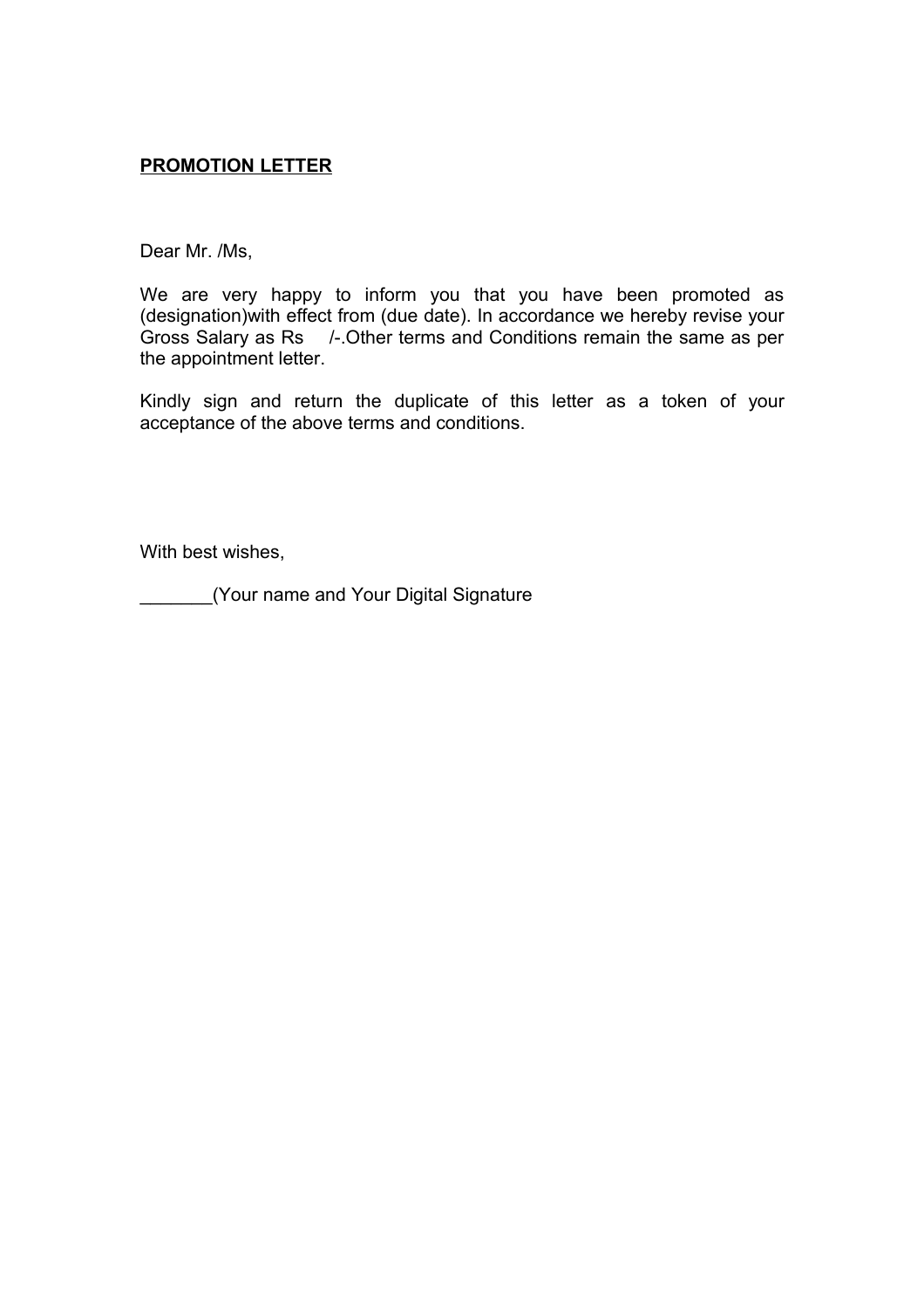**PROMOTION LETTER**

Dear Mr. /Ms,

We are very happy to inform you that you have been promoted as (designation)with effect from (due date). In accordance we hereby revise your Gross Salary as Rs /-.Other terms and Conditions remain the same as per the appointment letter.

Kindly sign and return the duplicate of this letter as a token of your acceptance of the above terms and conditions.

With best wishes,

_______(Your name and Your Digital Signature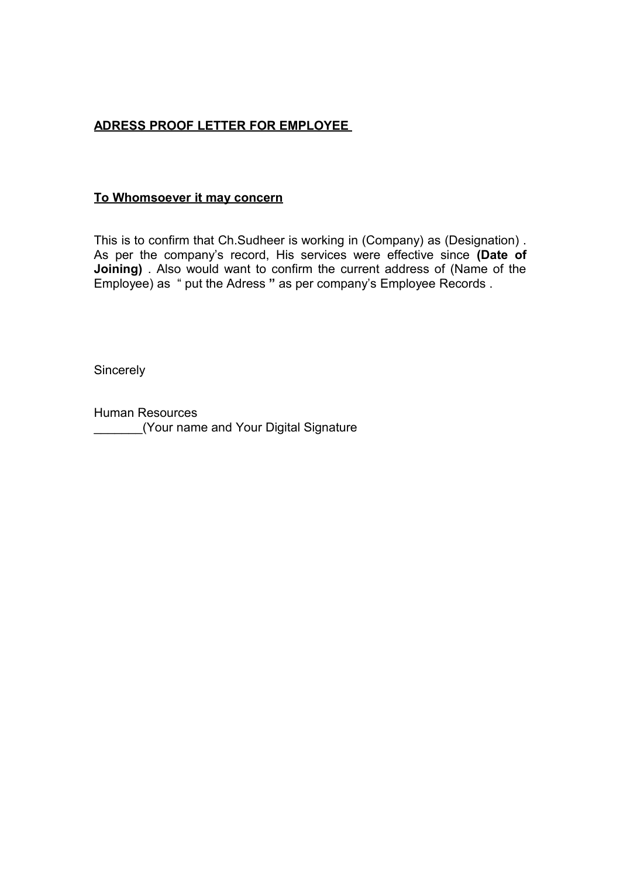**<u>ADRESS PROOF LETTER FOR EMPLOYEE</u>**

**<u>To Whomsoever it may concern</u>**

This is to confirm that Ch.Sudheer is working in (Company) as (Designation) . As per the company's record, His services were effective since **(Date of Joining)** . Also would want to confirm the current address of (Name of the Employee) as " put the Adress **"** as per company's Employee Records .

Sincerely

Human Resources
_______(Your name and Your Digital Signature